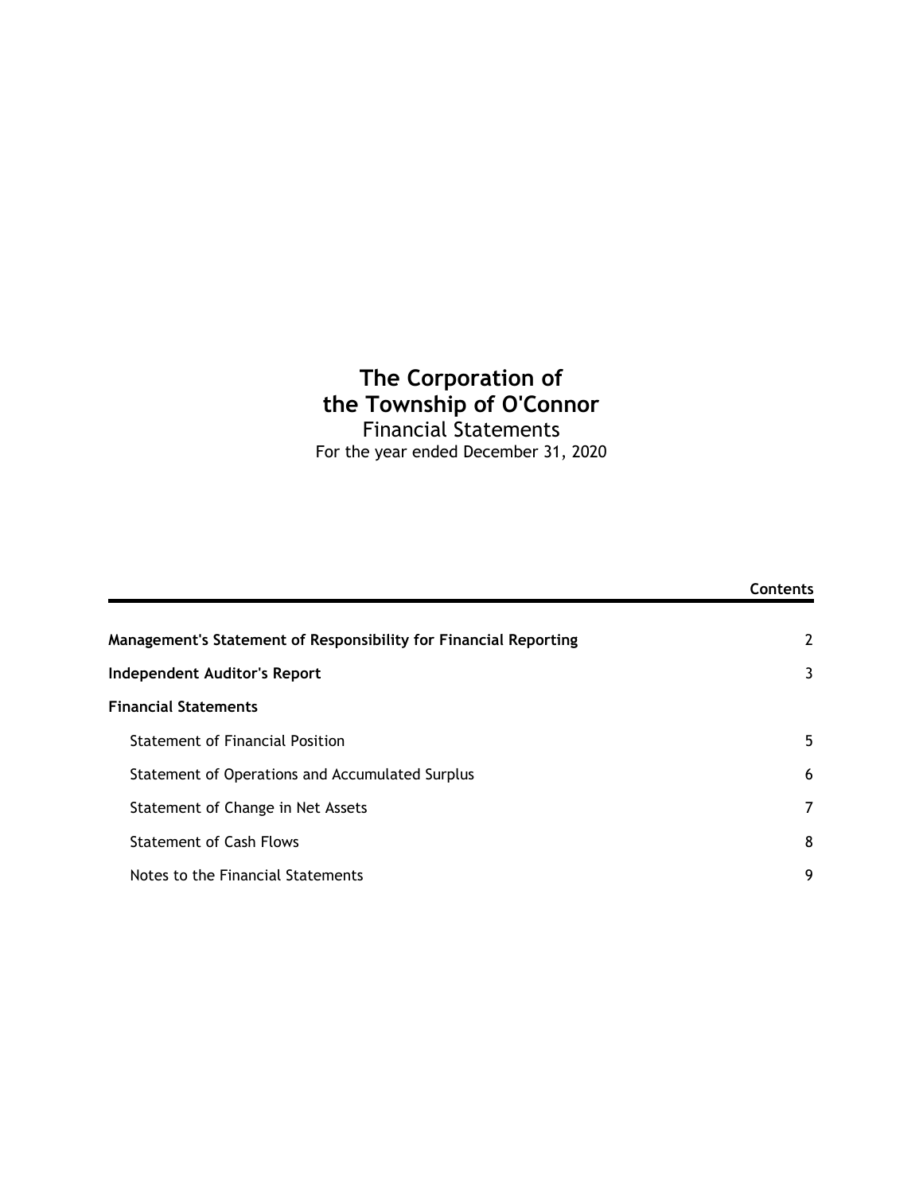# The Corporation of the Township of O'Connor

Financial Statements

For the year ended December 31, 2020

| | Contents |
|---|---|
| **Management's Statement of Responsibility for Financial Reporting** | 2 |
| **Independent Auditor's Report** | 3 |
| **Financial Statements** | |
| Statement of Financial Position | 5 |
| Statement of Operations and Accumulated Surplus | 6 |
| Statement of Change in Net Assets | 7 |
| Statement of Cash Flows | 8 |
| Notes to the Financial Statements | 9 |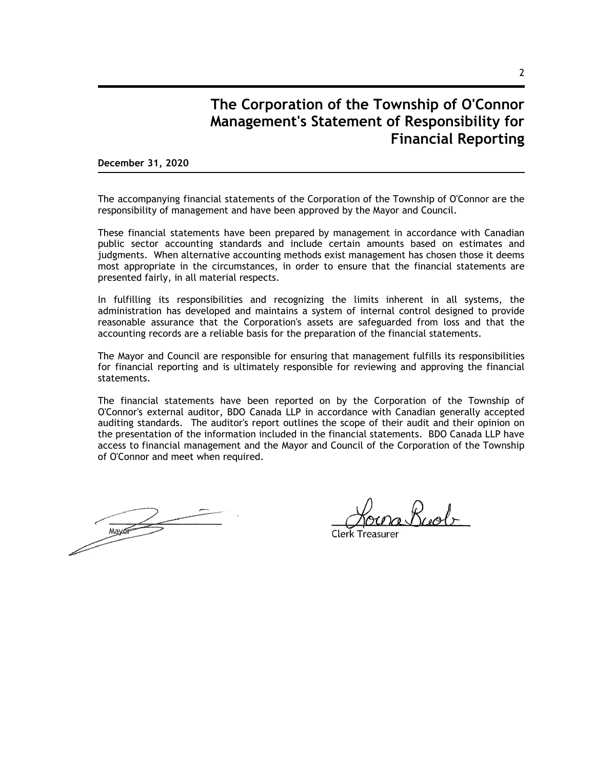# The Corporation of the Township of O'Connor
# Management's Statement of Responsibility for Financial Reporting

**December 31, 2020**

The accompanying financial statements of the Corporation of the Township of O'Connor are the responsibility of management and have been approved by the Mayor and Council.

These financial statements have been prepared by management in accordance with Canadian public sector accounting standards and include certain amounts based on estimates and judgments. When alternative accounting methods exist management has chosen those it deems most appropriate in the circumstances, in order to ensure that the financial statements are presented fairly, in all material respects.

In fulfilling its responsibilities and recognizing the limits inherent in all systems, the administration has developed and maintains a system of internal control designed to provide reasonable assurance that the Corporation's assets are safeguarded from loss and that the accounting records are a reliable basis for the preparation of the financial statements.

The Mayor and Council are responsible for ensuring that management fulfills its responsibilities for financial reporting and is ultimately responsible for reviewing and approving the financial statements.

The financial statements have been reported on by the Corporation of the Township of O'Connor's external auditor, BDO Canada LLP in accordance with Canadian generally accepted auditing standards. The auditor's report outlines the scope of their audit and their opinion on the presentation of the information included in the financial statements. BDO Canada LLP have access to financial management and the Mayor and Council of the Corporation of the Township of O'Connor and meet when required.

Mayor

Clerk Treasurer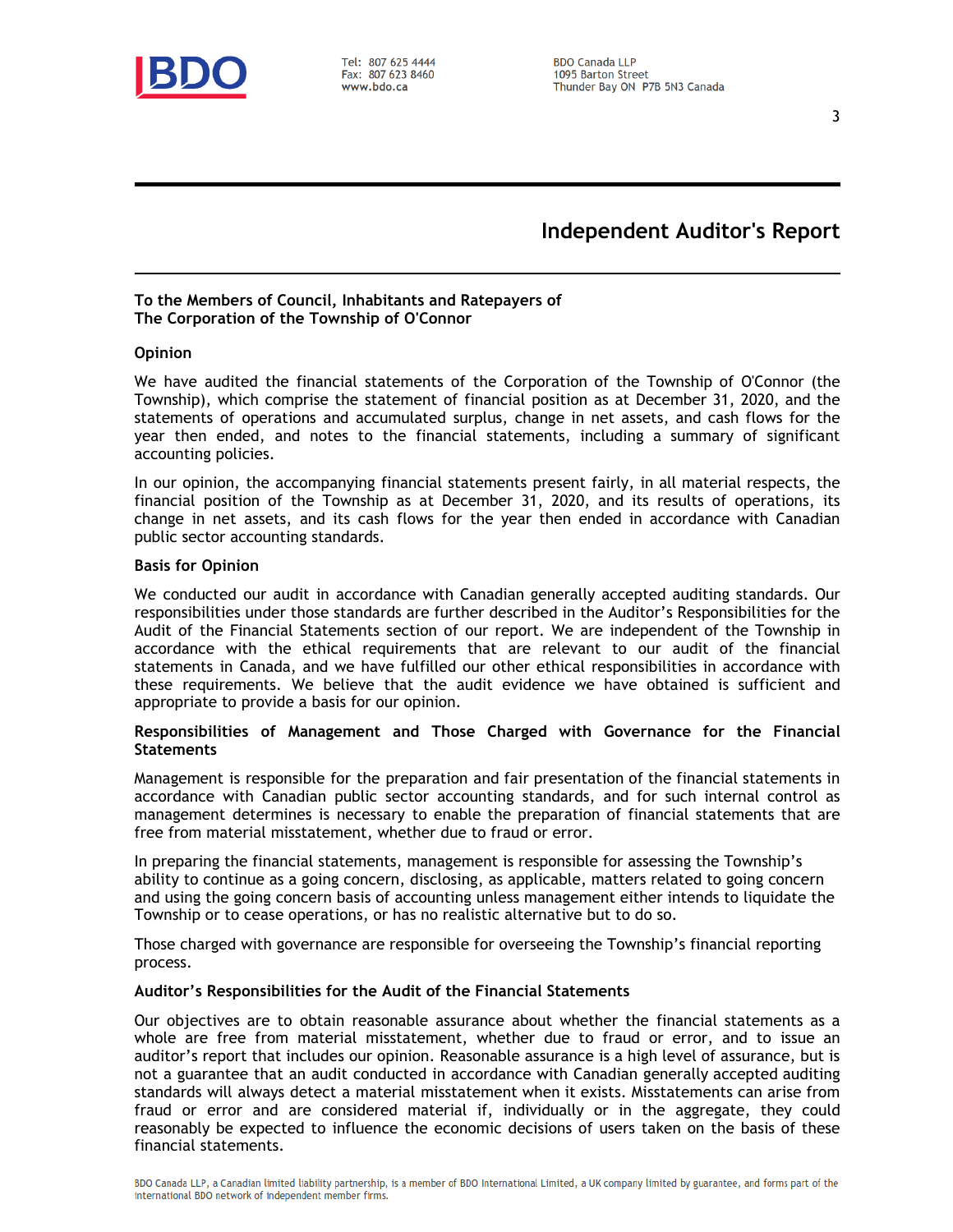# Independent Auditor's Report

**To the Members of Council, Inhabitants and Ratepayers of**
**The Corporation of the Township of O'Connor**

### Opinion

We have audited the financial statements of the Corporation of the Township of O'Connor (the Township), which comprise the statement of financial position as at December 31, 2020, and the statements of operations and accumulated surplus, change in net assets, and cash flows for the year then ended, and notes to the financial statements, including a summary of significant accounting policies.

In our opinion, the accompanying financial statements present fairly, in all material respects, the financial position of the Township as at December 31, 2020, and its results of operations, its change in net assets, and its cash flows for the year then ended in accordance with Canadian public sector accounting standards.

### Basis for Opinion

We conducted our audit in accordance with Canadian generally accepted auditing standards. Our responsibilities under those standards are further described in the Auditor's Responsibilities for the Audit of the Financial Statements section of our report. We are independent of the Township in accordance with the ethical requirements that are relevant to our audit of the financial statements in Canada, and we have fulfilled our other ethical responsibilities in accordance with these requirements. We believe that the audit evidence we have obtained is sufficient and appropriate to provide a basis for our opinion.

### Responsibilities of Management and Those Charged with Governance for the Financial Statements

Management is responsible for the preparation and fair presentation of the financial statements in accordance with Canadian public sector accounting standards, and for such internal control as management determines is necessary to enable the preparation of financial statements that are free from material misstatement, whether due to fraud or error.

In preparing the financial statements, management is responsible for assessing the Township's ability to continue as a going concern, disclosing, as applicable, matters related to going concern and using the going concern basis of accounting unless management either intends to liquidate the Township or to cease operations, or has no realistic alternative but to do so.

Those charged with governance are responsible for overseeing the Township's financial reporting process.

### Auditor's Responsibilities for the Audit of the Financial Statements

Our objectives are to obtain reasonable assurance about whether the financial statements as a whole are free from material misstatement, whether due to fraud or error, and to issue an auditor's report that includes our opinion. Reasonable assurance is a high level of assurance, but is not a guarantee that an audit conducted in accordance with Canadian generally accepted auditing standards will always detect a material misstatement when it exists. Misstatements can arise from fraud or error and are considered material if, individually or in the aggregate, they could reasonably be expected to influence the economic decisions of users taken on the basis of these financial statements.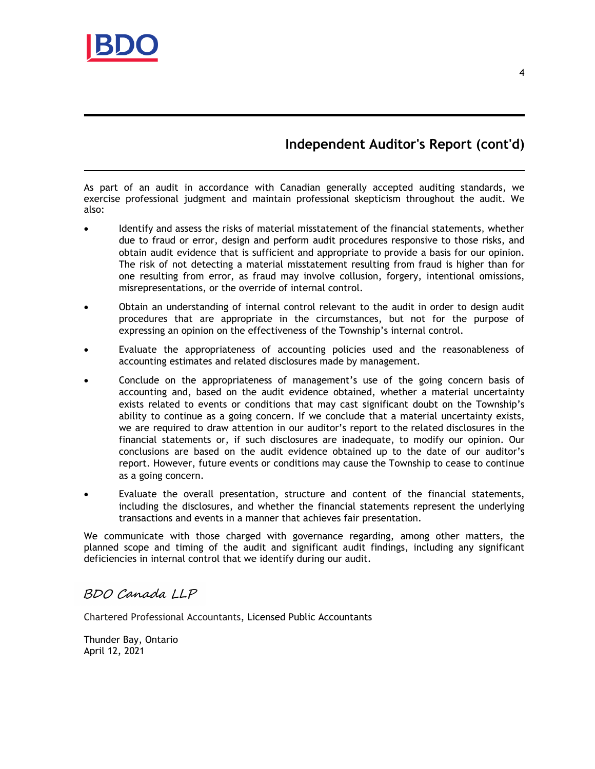## Independent Auditor's Report (cont'd)

As part of an audit in accordance with Canadian generally accepted auditing standards, we exercise professional judgment and maintain professional skepticism throughout the audit. We also:

- Identify and assess the risks of material misstatement of the financial statements, whether due to fraud or error, design and perform audit procedures responsive to those risks, and obtain audit evidence that is sufficient and appropriate to provide a basis for our opinion. The risk of not detecting a material misstatement resulting from fraud is higher than for one resulting from error, as fraud may involve collusion, forgery, intentional omissions, misrepresentations, or the override of internal control.

- Obtain an understanding of internal control relevant to the audit in order to design audit procedures that are appropriate in the circumstances, but not for the purpose of expressing an opinion on the effectiveness of the Township's internal control.

- Evaluate the appropriateness of accounting policies used and the reasonableness of accounting estimates and related disclosures made by management.

- Conclude on the appropriateness of management's use of the going concern basis of accounting and, based on the audit evidence obtained, whether a material uncertainty exists related to events or conditions that may cast significant doubt on the Township's ability to continue as a going concern. If we conclude that a material uncertainty exists, we are required to draw attention in our auditor's report to the related disclosures in the financial statements or, if such disclosures are inadequate, to modify our opinion. Our conclusions are based on the audit evidence obtained up to the date of our auditor's report. However, future events or conditions may cause the Township to cease to continue as a going concern.

- Evaluate the overall presentation, structure and content of the financial statements, including the disclosures, and whether the financial statements represent the underlying transactions and events in a manner that achieves fair presentation.

We communicate with those charged with governance regarding, among other matters, the planned scope and timing of the audit and significant audit findings, including any significant deficiencies in internal control that we identify during our audit.

*BDO Canada LLP*

Chartered Professional Accountants, Licensed Public Accountants

Thunder Bay, Ontario
April 12, 2021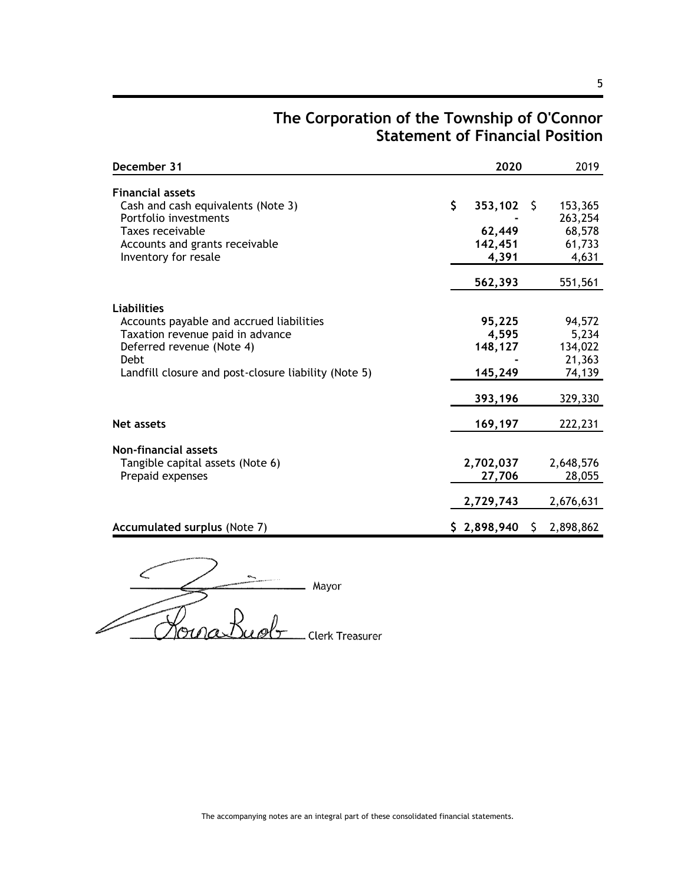# The Corporation of the Township of O'Connor
## Statement of Financial Position

| December 31 | 2020 | 2019 |
|---|---|---|
| **Financial assets** | | |
| Cash and cash equivalents (Note 3) | $ 353,102 | $ 153,365 |
| Portfolio investments | - | 263,254 |
| Taxes receivable | 62,449 | 68,578 |
| Accounts and grants receivable | 142,451 | 61,733 |
| Inventory for resale | 4,391 | 4,631 |
| | 562,393 | 551,561 |
| **Liabilities** | | |
| Accounts payable and accrued liabilities | 95,225 | 94,572 |
| Taxation revenue paid in advance | 4,595 | 5,234 |
| Deferred revenue (Note 4) | 148,127 | 134,022 |
| Debt | - | 21,363 |
| Landfill closure and post-closure liability (Note 5) | 145,249 | 74,139 |
| | 393,196 | 329,330 |
| **Net assets** | 169,197 | 222,231 |
| **Non-financial assets** | | |
| Tangible capital assets (Note 6) | 2,702,037 | 2,648,576 |
| Prepaid expenses | 27,706 | 28,055 |
| | 2,729,743 | 2,676,631 |
| **Accumulated surplus** (Note 7) | $ 2,898,940 | $ 2,898,862 |

_______________ Mayor

_______________ Clerk Treasurer

The accompanying notes are an integral part of these consolidated financial statements.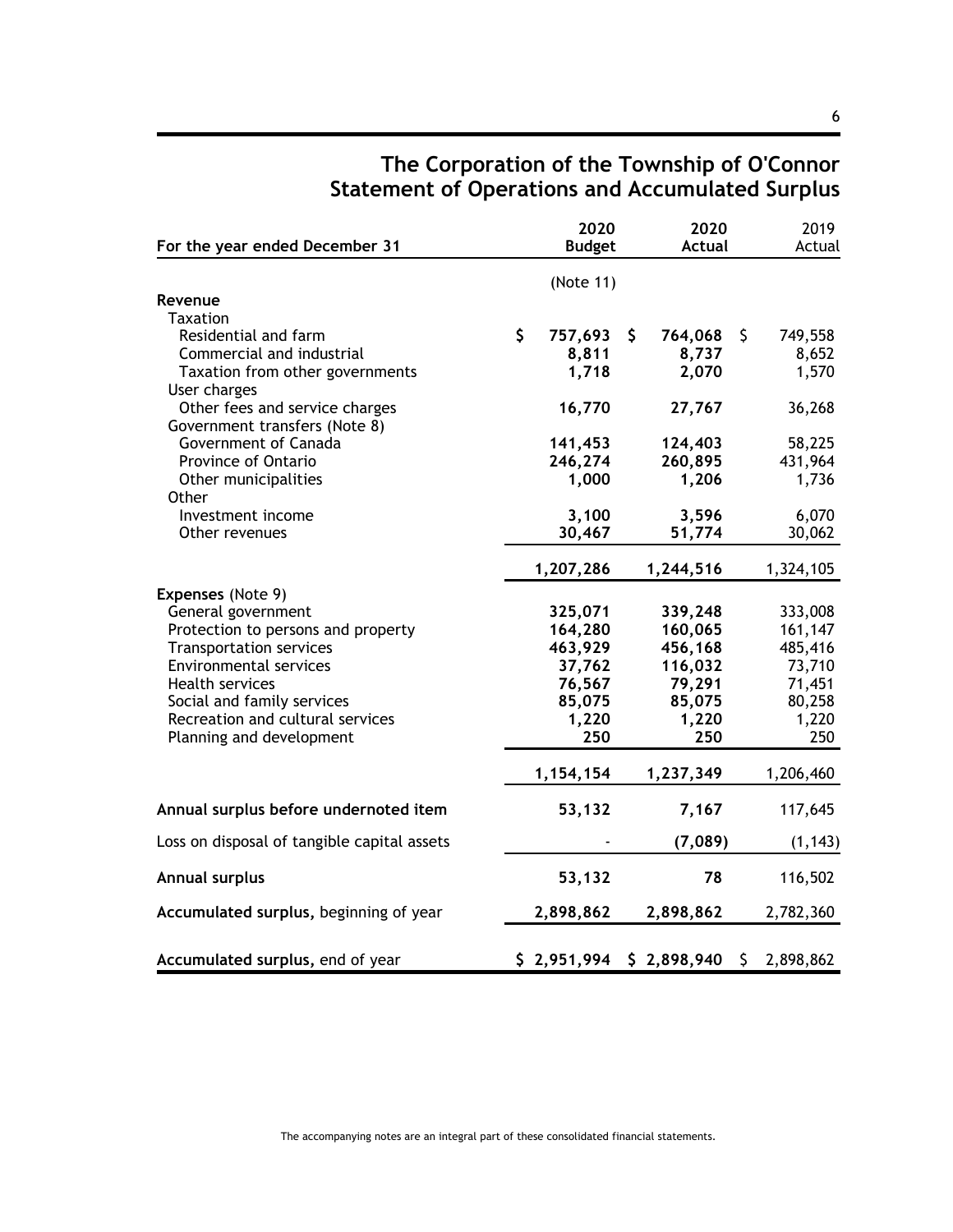# The Corporation of the Township of O'Connor
## Statement of Operations and Accumulated Surplus

| For the year ended December 31 | 2020 Budget | 2020 Actual | 2019 Actual |
|---|---|---|---|
| | (Note 11) | | |
| **Revenue** | | | |
| Taxation | | | |
| Residential and farm | $ 757,693 | $ 764,068 | $ 749,558 |
| Commercial and industrial | 8,811 | 8,737 | 8,652 |
| Taxation from other governments | 1,718 | 2,070 | 1,570 |
| User charges | | | |
| Other fees and service charges | 16,770 | 27,767 | 36,268 |
| Government transfers (Note 8) | | | |
| Government of Canada | 141,453 | 124,403 | 58,225 |
| Province of Ontario | 246,274 | 260,895 | 431,964 |
| Other municipalities | 1,000 | 1,206 | 1,736 |
| Other | | | |
| Investment income | 3,100 | 3,596 | 6,070 |
| Other revenues | 30,467 | 51,774 | 30,062 |
| | 1,207,286 | 1,244,516 | 1,324,105 |
| **Expenses** (Note 9) | | | |
| General government | 325,071 | 339,248 | 333,008 |
| Protection to persons and property | 164,280 | 160,065 | 161,147 |
| Transportation services | 463,929 | 456,168 | 485,416 |
| Environmental services | 37,762 | 116,032 | 73,710 |
| Health services | 76,567 | 79,291 | 71,451 |
| Social and family services | 85,075 | 85,075 | 80,258 |
| Recreation and cultural services | 1,220 | 1,220 | 1,220 |
| Planning and development | 250 | 250 | 250 |
| | 1,154,154 | 1,237,349 | 1,206,460 |
| **Annual surplus before undernoted item** | 53,132 | 7,167 | 117,645 |
| Loss on disposal of tangible capital assets | - | (7,089) | (1,143) |
| **Annual surplus** | 53,132 | 78 | 116,502 |
| **Accumulated surplus,** beginning of year | 2,898,862 | 2,898,862 | 2,782,360 |
| **Accumulated surplus,** end of year | $ 2,951,994 | $ 2,898,940 | $ 2,898,862 |

The accompanying notes are an integral part of these consolidated financial statements.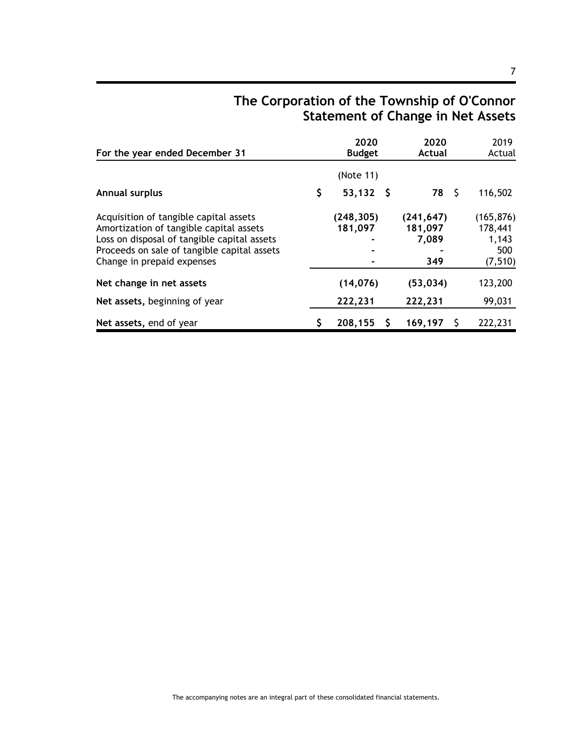# The Corporation of the Township of O'Connor
## Statement of Change in Net Assets

| For the year ended December 31 | 2020 Budget | 2020 Actual | 2019 Actual |
|---|---|---|---|
| | (Note 11) | | |
| **Annual surplus** | $ **53,132** | $ **78** | $ 116,502 |
| Acquisition of tangible capital assets | **(248,305)** | **(241,647)** | (165,876) |
| Amortization of tangible capital assets | **181,097** | **181,097** | 178,441 |
| Loss on disposal of tangible capital assets | **-** | **7,089** | 1,143 |
| Proceeds on sale of tangible capital assets | **-** | **-** | 500 |
| Change in prepaid expenses | **-** | **349** | (7,510) |
| **Net change in net assets** | **(14,076)** | **(53,034)** | 123,200 |
| **Net assets,** beginning of year | **222,231** | **222,231** | 99,031 |
| **Net assets,** end of year | $ **208,155** | $ **169,197** | $ 222,231 |

The accompanying notes are an integral part of these consolidated financial statements.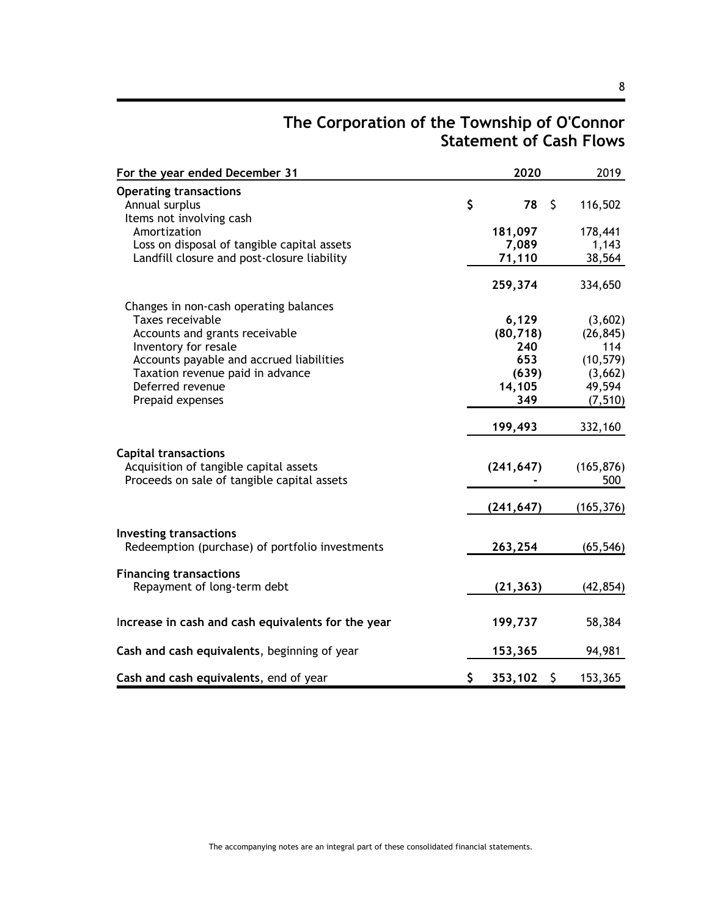# The Corporation of the Township of O'Connor
## Statement of Cash Flows

| For the year ended December 31 | 2020 | 2019 |
|---|---|---|
| **Operating transactions** | | |
| Annual surplus | $ 78 | $ 116,502 |
| Items not involving cash | | |
| Amortization | 181,097 | 178,441 |
| Loss on disposal of tangible capital assets | 7,089 | 1,143 |
| Landfill closure and post-closure liability | 71,110 | 38,564 |
| | 259,374 | 334,650 |
| Changes in non-cash operating balances | | |
| Taxes receivable | 6,129 | (3,602) |
| Accounts and grants receivable | (80,718) | (26,845) |
| Inventory for resale | 240 | 114 |
| Accounts payable and accrued liabilities | 653 | (10,579) |
| Taxation revenue paid in advance | (639) | (3,662) |
| Deferred revenue | 14,105 | 49,594 |
| Prepaid expenses | 349 | (7,510) |
| | 199,493 | 332,160 |
| **Capital transactions** | | |
| Acquisition of tangible capital assets | (241,647) | (165,876) |
| Proceeds on sale of tangible capital assets | - | 500 |
| | (241,647) | (165,376) |
| **Investing transactions** | | |
| Redeemption (purchase) of portfolio investments | 263,254 | (65,546) |
| **Financing transactions** | | |
| Repayment of long-term debt | (21,363) | (42,854) |
| **Increase in cash and cash equivalents for the year** | 199,737 | 58,384 |
| **Cash and cash equivalents**, beginning of year | 153,365 | 94,981 |
| **Cash and cash equivalents**, end of year | $ 353,102 | $ 153,365 |

The accompanying notes are an integral part of these consolidated financial statements.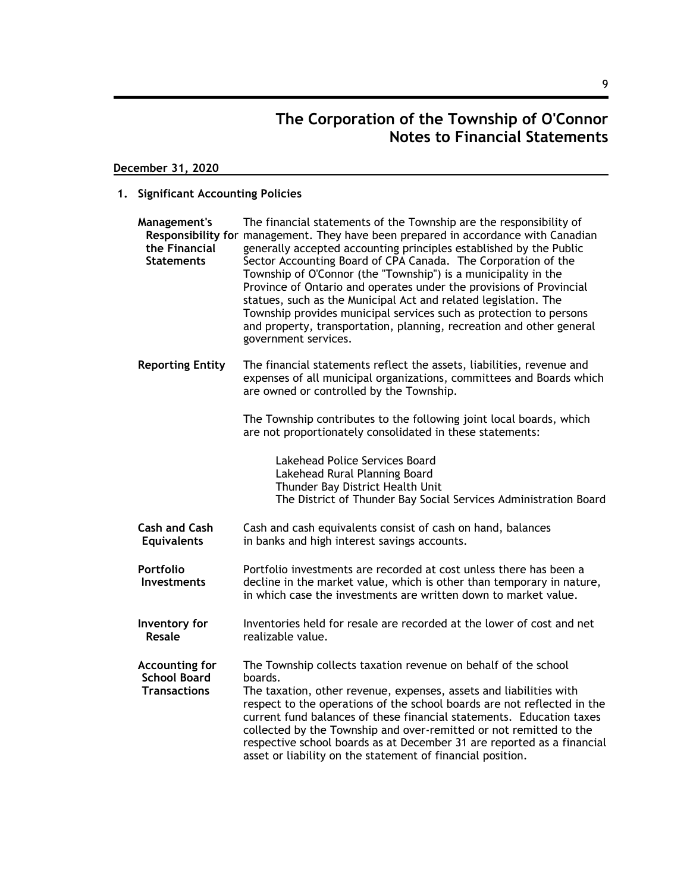# The Corporation of the Township of O'Connor
## Notes to Financial Statements

**December 31, 2020**

### 1. Significant Accounting Policies

**Management's Responsibility for the Financial Statements**

The financial statements of the Township are the responsibility of management. They have been prepared in accordance with Canadian generally accepted accounting principles established by the Public Sector Accounting Board of CPA Canada. The Corporation of the Township of O'Connor (the "Township") is a municipality in the Province of Ontario and operates under the provisions of Provincial statues, such as the Municipal Act and related legislation. The Township provides municipal services such as protection to persons and property, transportation, planning, recreation and other general government services.

**Reporting Entity**

The financial statements reflect the assets, liabilities, revenue and expenses of all municipal organizations, committees and Boards which are owned or controlled by the Township.

The Township contributes to the following joint local boards, which are not proportionately consolidated in these statements:

Lakehead Police Services Board
Lakehead Rural Planning Board
Thunder Bay District Health Unit
The District of Thunder Bay Social Services Administration Board

**Cash and Cash Equivalents**

Cash and cash equivalents consist of cash on hand, balances in banks and high interest savings accounts.

**Portfolio Investments**

Portfolio investments are recorded at cost unless there has been a decline in the market value, which is other than temporary in nature, in which case the investments are written down to market value.

**Inventory for Resale**

Inventories held for resale are recorded at the lower of cost and net realizable value.

**Accounting for School Board Transactions**

The Township collects taxation revenue on behalf of the school boards.

The taxation, other revenue, expenses, assets and liabilities with respect to the operations of the school boards are not reflected in the current fund balances of these financial statements. Education taxes collected by the Township and over-remitted or not remitted to the respective school boards as at December 31 are reported as a financial asset or liability on the statement of financial position.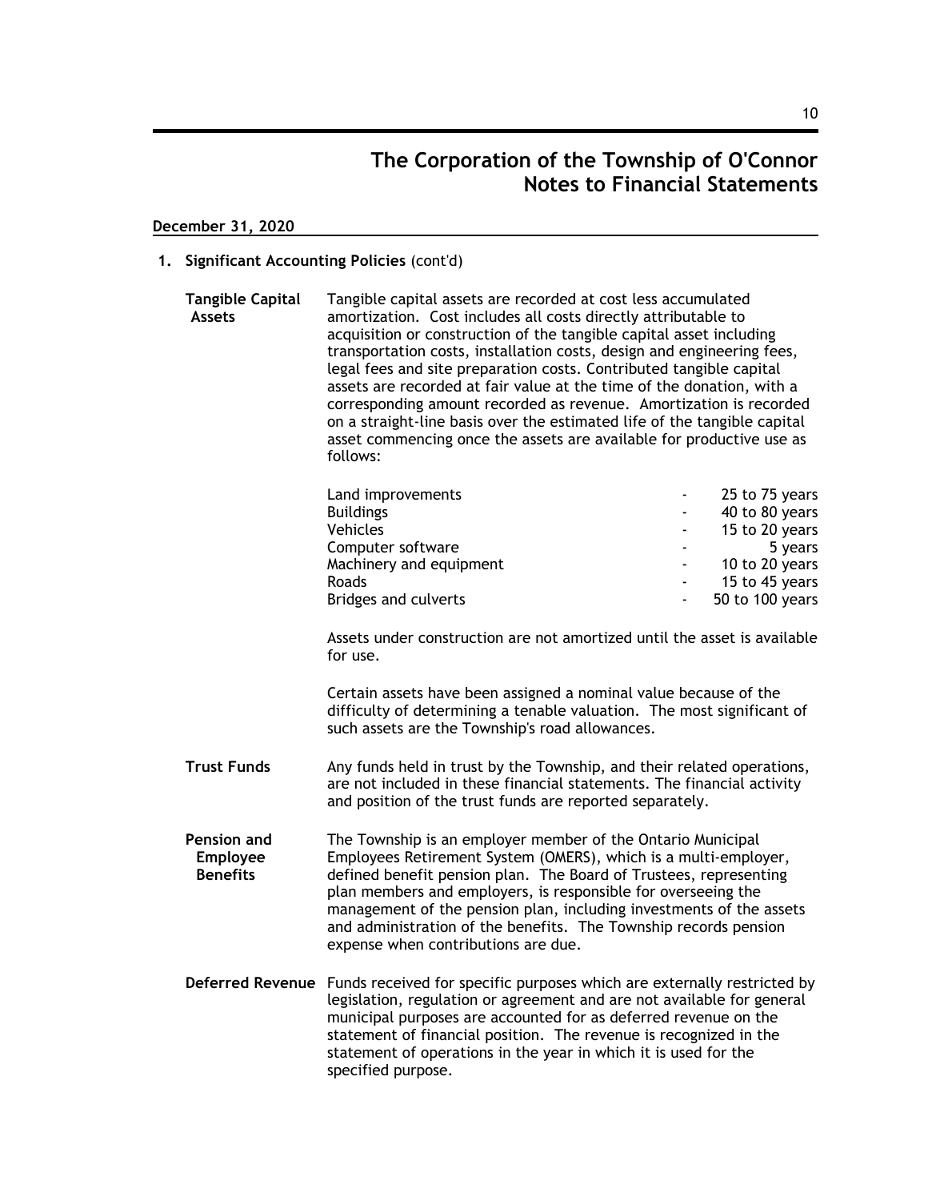# The Corporation of the Township of O'Connor
## Notes to Financial Statements

**December 31, 2020**

**1. Significant Accounting Policies** (cont'd)

**Tangible Capital Assets**

Tangible capital assets are recorded at cost less accumulated amortization. Cost includes all costs directly attributable to acquisition or construction of the tangible capital asset including transportation costs, installation costs, design and engineering fees, legal fees and site preparation costs. Contributed tangible capital assets are recorded at fair value at the time of the donation, with a corresponding amount recorded as revenue. Amortization is recorded on a straight-line basis over the estimated life of the tangible capital asset commencing once the assets are available for productive use as follows:

| | | |
|---|---|---|
| Land improvements | - | 25 to 75 years |
| Buildings | - | 40 to 80 years |
| Vehicles | - | 15 to 20 years |
| Computer software | - | 5 years |
| Machinery and equipment | - | 10 to 20 years |
| Roads | - | 15 to 45 years |
| Bridges and culverts | - | 50 to 100 years |

Assets under construction are not amortized until the asset is available for use.

Certain assets have been assigned a nominal value because of the difficulty of determining a tenable valuation. The most significant of such assets are the Township's road allowances.

**Trust Funds**

Any funds held in trust by the Township, and their related operations, are not included in these financial statements. The financial activity and position of the trust funds are reported separately.

**Pension and Employee Benefits**

The Township is an employer member of the Ontario Municipal Employees Retirement System (OMERS), which is a multi-employer, defined benefit pension plan. The Board of Trustees, representing plan members and employers, is responsible for overseeing the management of the pension plan, including investments of the assets and administration of the benefits. The Township records pension expense when contributions are due.

**Deferred Revenue**

Funds received for specific purposes which are externally restricted by legislation, regulation or agreement and are not available for general municipal purposes are accounted for as deferred revenue on the statement of financial position. The revenue is recognized in the statement of operations in the year in which it is used for the specified purpose.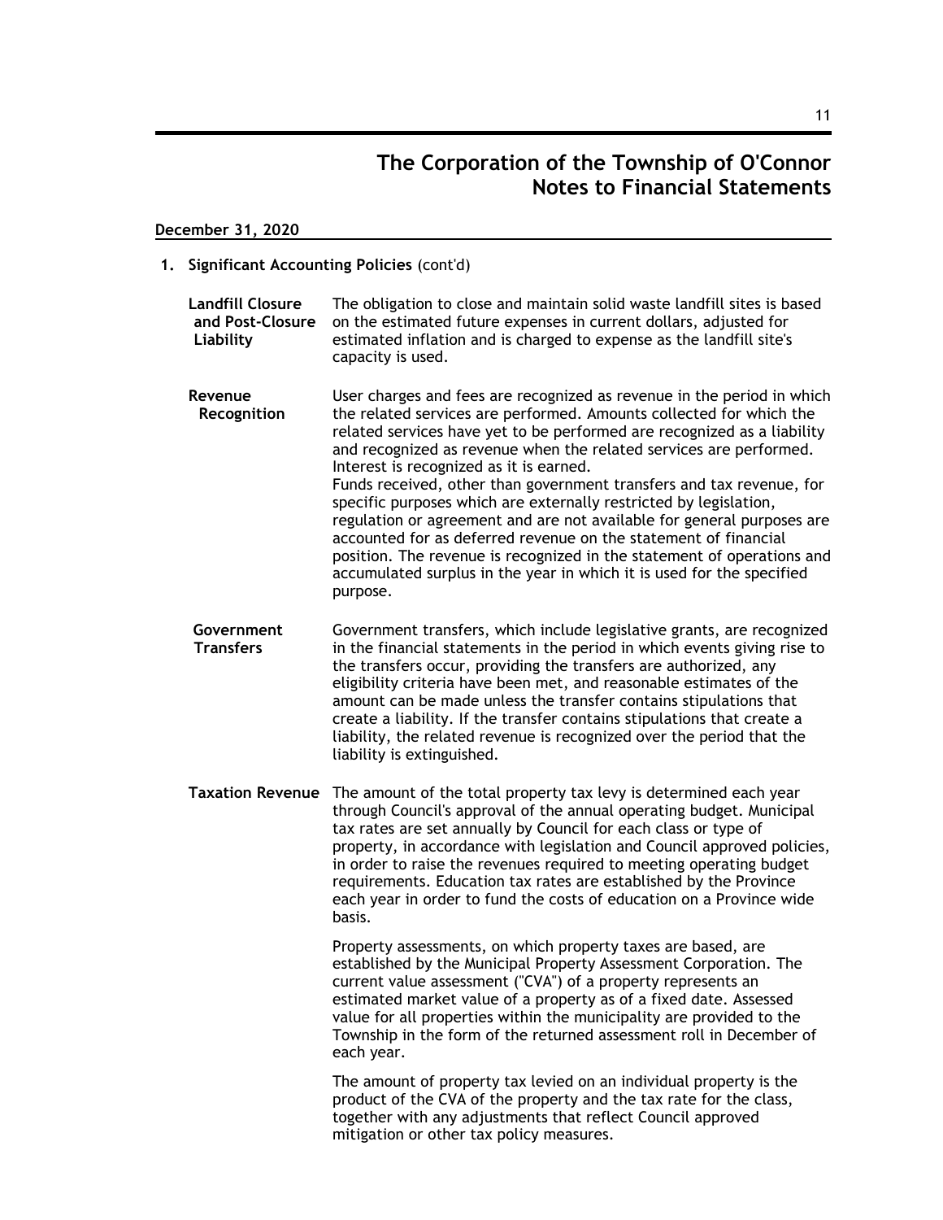# The Corporation of the Township of O'Connor
## Notes to Financial Statements

**December 31, 2020**

**1. Significant Accounting Policies** (cont'd)

**Landfill Closure and Post-Closure Liability**

The obligation to close and maintain solid waste landfill sites is based on the estimated future expenses in current dollars, adjusted for estimated inflation and is charged to expense as the landfill site's capacity is used.

**Revenue Recognition**

User charges and fees are recognized as revenue in the period in which the related services are performed. Amounts collected for which the related services have yet to be performed are recognized as a liability and recognized as revenue when the related services are performed. Interest is recognized as it is earned.
Funds received, other than government transfers and tax revenue, for specific purposes which are externally restricted by legislation, regulation or agreement and are not available for general purposes are accounted for as deferred revenue on the statement of financial position. The revenue is recognized in the statement of operations and accumulated surplus in the year in which it is used for the specified purpose.

**Government Transfers**

Government transfers, which include legislative grants, are recognized in the financial statements in the period in which events giving rise to the transfers occur, providing the transfers are authorized, any eligibility criteria have been met, and reasonable estimates of the amount can be made unless the transfer contains stipulations that create a liability. If the transfer contains stipulations that create a liability, the related revenue is recognized over the period that the liability is extinguished.

**Taxation Revenue**

The amount of the total property tax levy is determined each year through Council's approval of the annual operating budget. Municipal tax rates are set annually by Council for each class or type of property, in accordance with legislation and Council approved policies, in order to raise the revenues required to meeting operating budget requirements. Education tax rates are established by the Province each year in order to fund the costs of education on a Province wide basis.

Property assessments, on which property taxes are based, are established by the Municipal Property Assessment Corporation. The current value assessment ("CVA") of a property represents an estimated market value of a property as of a fixed date. Assessed value for all properties within the municipality are provided to the Township in the form of the returned assessment roll in December of each year.

The amount of property tax levied on an individual property is the product of the CVA of the property and the tax rate for the class, together with any adjustments that reflect Council approved mitigation or other tax policy measures.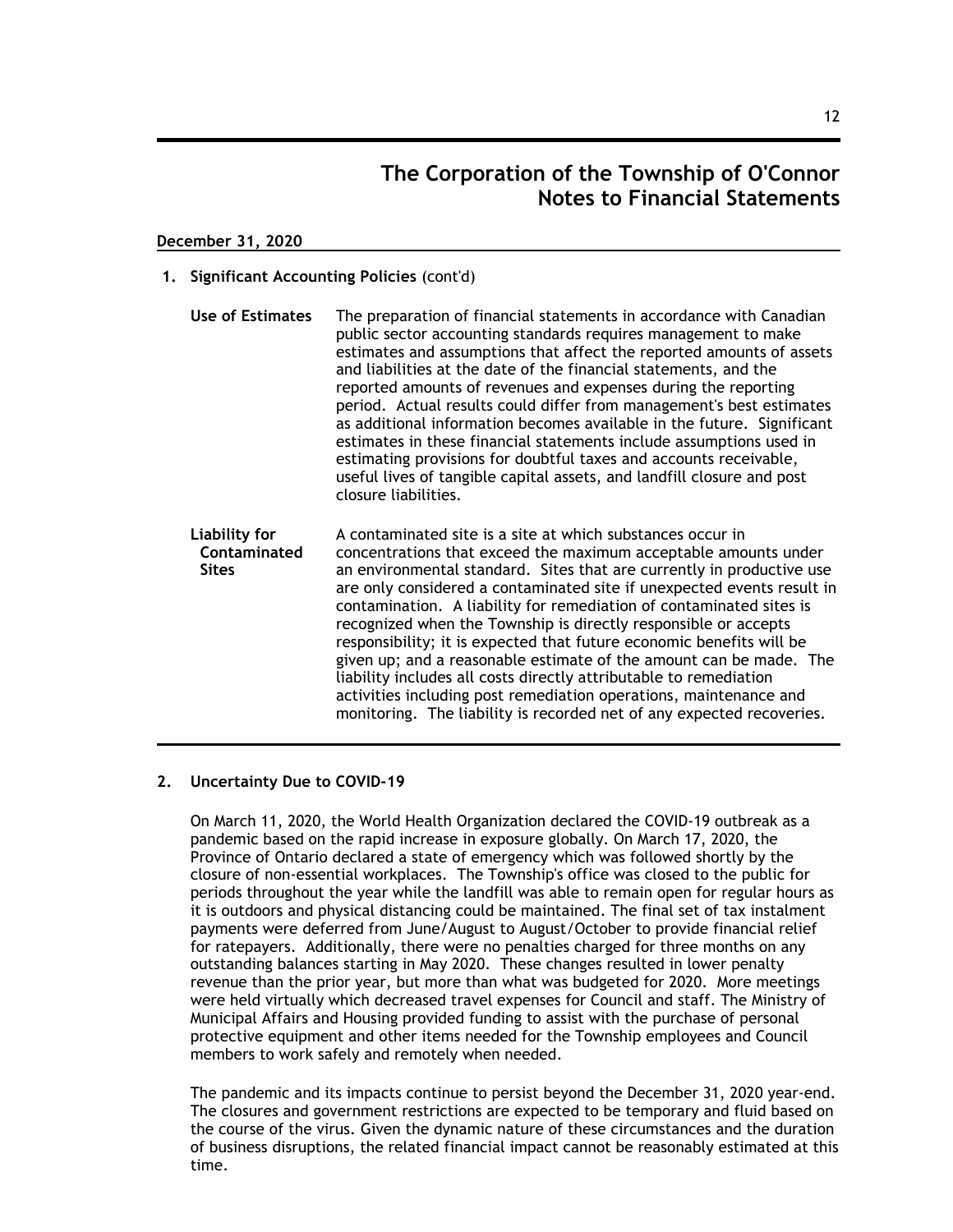# The Corporation of the Township of O'Connor
# Notes to Financial Statements

**December 31, 2020**

## 1. Significant Accounting Policies (cont'd)

**Use of Estimates**

The preparation of financial statements in accordance with Canadian public sector accounting standards requires management to make estimates and assumptions that affect the reported amounts of assets and liabilities at the date of the financial statements, and the reported amounts of revenues and expenses during the reporting period. Actual results could differ from management's best estimates as additional information becomes available in the future. Significant estimates in these financial statements include assumptions used in estimating provisions for doubtful taxes and accounts receivable, useful lives of tangible capital assets, and landfill closure and post closure liabilities.

**Liability for Contaminated Sites**

A contaminated site is a site at which substances occur in concentrations that exceed the maximum acceptable amounts under an environmental standard. Sites that are currently in productive use are only considered a contaminated site if unexpected events result in contamination. A liability for remediation of contaminated sites is recognized when the Township is directly responsible or accepts responsibility; it is expected that future economic benefits will be given up; and a reasonable estimate of the amount can be made. The liability includes all costs directly attributable to remediation activities including post remediation operations, maintenance and monitoring. The liability is recorded net of any expected recoveries.

## 2. Uncertainty Due to COVID-19

On March 11, 2020, the World Health Organization declared the COVID-19 outbreak as a pandemic based on the rapid increase in exposure globally. On March 17, 2020, the Province of Ontario declared a state of emergency which was followed shortly by the closure of non-essential workplaces. The Township's office was closed to the public for periods throughout the year while the landfill was able to remain open for regular hours as it is outdoors and physical distancing could be maintained. The final set of tax instalment payments were deferred from June/August to August/October to provide financial relief for ratepayers. Additionally, there were no penalties charged for three months on any outstanding balances starting in May 2020. These changes resulted in lower penalty revenue than the prior year, but more than what was budgeted for 2020. More meetings were held virtually which decreased travel expenses for Council and staff. The Ministry of Municipal Affairs and Housing provided funding to assist with the purchase of personal protective equipment and other items needed for the Township employees and Council members to work safely and remotely when needed.

The pandemic and its impacts continue to persist beyond the December 31, 2020 year-end. The closures and government restrictions are expected to be temporary and fluid based on the course of the virus. Given the dynamic nature of these circumstances and the duration of business disruptions, the related financial impact cannot be reasonably estimated at this time.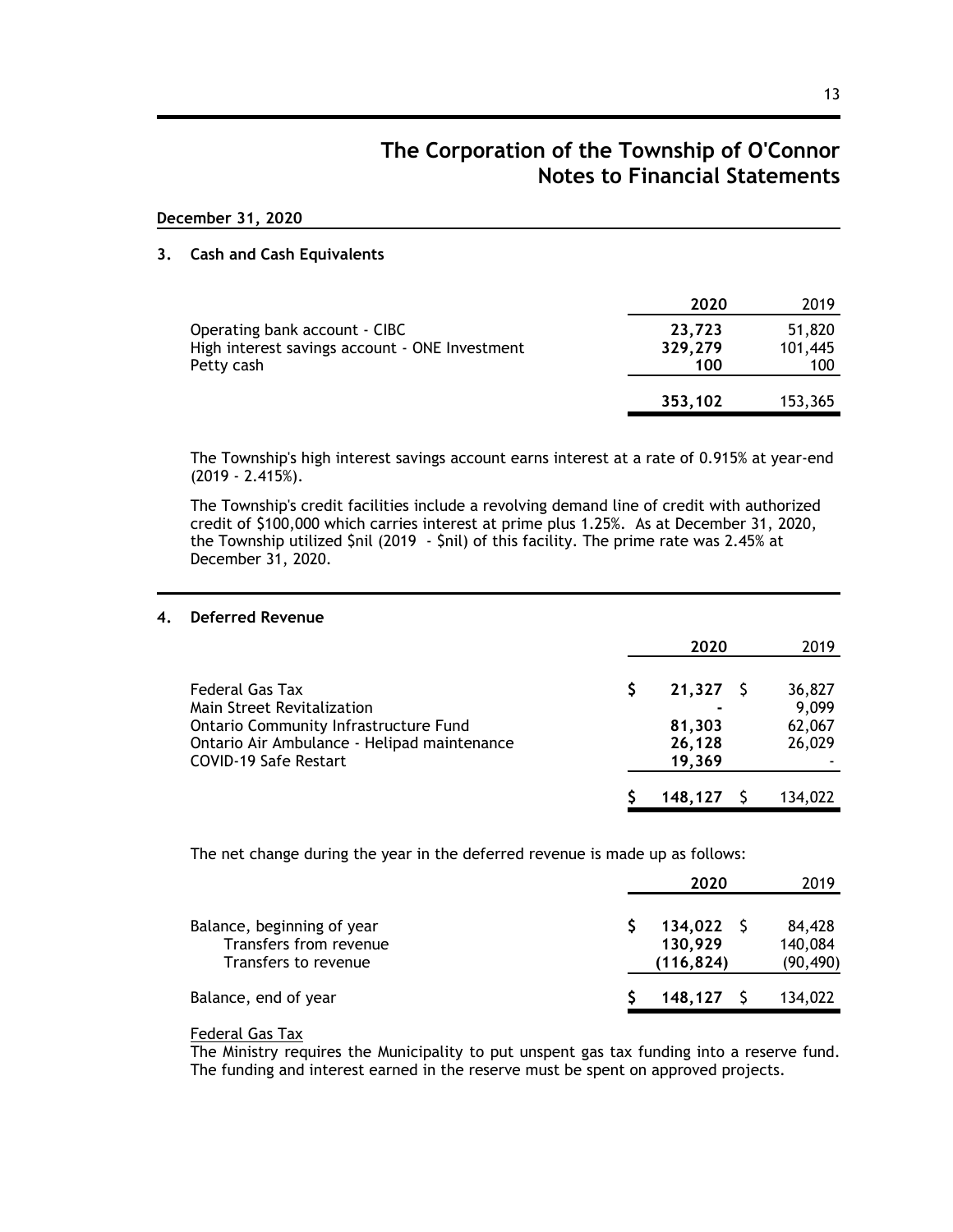# The Corporation of the Township of O'Connor
# Notes to Financial Statements

**December 31, 2020**

## 3. Cash and Cash Equivalents

| | 2020 | 2019 |
|---|---|---|
| Operating bank account - CIBC | **23,723** | 51,820 |
| High interest savings account - ONE Investment | **329,279** | 101,445 |
| Petty cash | **100** | 100 |
| | **353,102** | 153,365 |

The Township's high interest savings account earns interest at a rate of 0.915% at year-end (2019 - 2.415%).

The Township's credit facilities include a revolving demand line of credit with authorized credit of $100,000 which carries interest at prime plus 1.25%. As at December 31, 2020, the Township utilized $nil (2019 - $nil) of this facility. The prime rate was 2.45% at December 31, 2020.

## 4. Deferred Revenue

| | 2020 | 2019 |
|---|---|---|
| Federal Gas Tax | **$ 21,327** | $ 36,827 |
| Main Street Revitalization | **-** | 9,099 |
| Ontario Community Infrastructure Fund | **81,303** | 62,067 |
| Ontario Air Ambulance - Helipad maintenance | **26,128** | 26,029 |
| COVID-19 Safe Restart | **19,369** | - |
| | **$ 148,127** | $ 134,022 |

The net change during the year in the deferred revenue is made up as follows:

| | 2020 | 2019 |
|---|---|---|
| Balance, beginning of year | **$ 134,022** | $ 84,428 |
| Transfers from revenue | **130,929** | 140,084 |
| Transfers to revenue | **(116,824)** | (90,490) |
| Balance, end of year | **$ 148,127** | $ 134,022 |

<u>Federal Gas Tax</u>

The Ministry requires the Municipality to put unspent gas tax funding into a reserve fund. The funding and interest earned in the reserve must be spent on approved projects.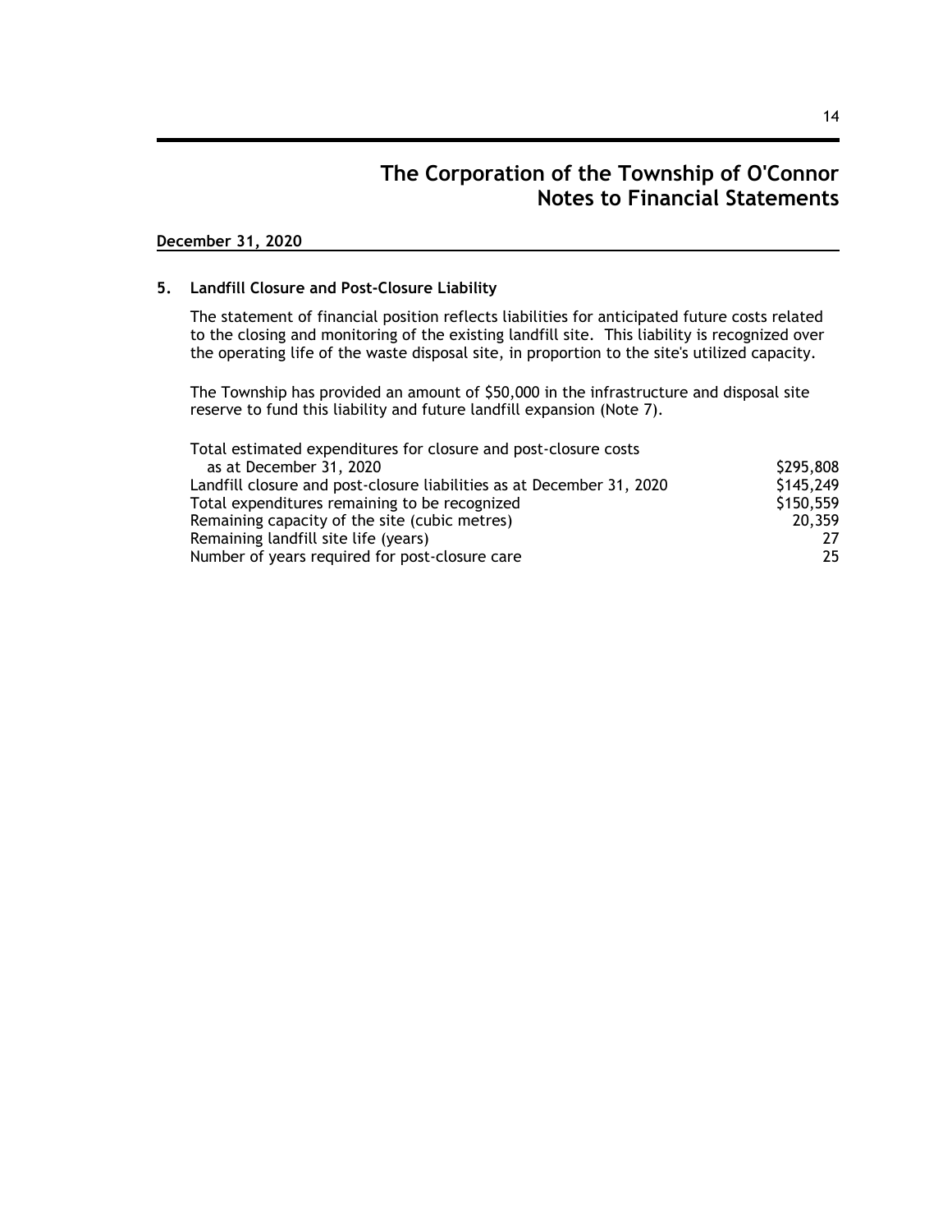# The Corporation of the Township of O'Connor
# Notes to Financial Statements

**December 31, 2020**

## 5. Landfill Closure and Post-Closure Liability

The statement of financial position reflects liabilities for anticipated future costs related to the closing and monitoring of the existing landfill site. This liability is recognized over the operating life of the waste disposal site, in proportion to the site's utilized capacity.

The Township has provided an amount of $50,000 in the infrastructure and disposal site reserve to fund this liability and future landfill expansion (Note 7).

| | |
|---|---:|
| Total estimated expenditures for closure and post-closure costs as at December 31, 2020 | $295,808 |
| Landfill closure and post-closure liabilities as at December 31, 2020 | $145,249 |
| Total expenditures remaining to be recognized | $150,559 |
| Remaining capacity of the site (cubic metres) | 20,359 |
| Remaining landfill site life (years) | 27 |
| Number of years required for post-closure care | 25 |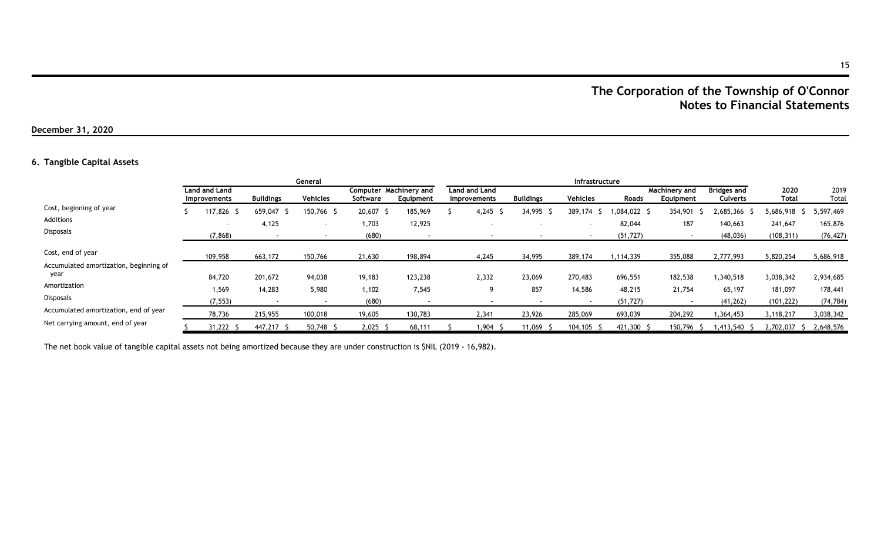# The Corporation of the Township of O'Connor
## Notes to Financial Statements

**December 31, 2020**

### 6. Tangible Capital Assets

| | General | | | | | Infrastructure | | | | | | | | |
|---|---|---|---|---|---|---|---|---|---|---|---|---|---|---|
| | Land and Land Improvements | Buildings | Vehicles | Computer Software | Machinery and Equipment | Land and Land Improvements | Buildings | Vehicles | Roads | Machinery and Equipment | Bridges and Culverts | 2020 Total | 2019 Total |
| Cost, beginning of year | $ 117,826 | $ 659,047 | $ 150,766 | $ 20,607 | $ 185,969 | $ 4,245 | $ 34,995 | $ 389,174 | $ 1,084,022 | $ 354,901 | $ 2,685,366 | $ 5,686,918 | $ 5,597,469 |
| Additions | - | 4,125 | - | 1,703 | 12,925 | - | - | - | 82,044 | 187 | 140,663 | 241,647 | 165,876 |
| Disposals | (7,868) | - | - | (680) | - | - | - | - | (51,727) | - | (48,036) | (108,311) | (76,427) |
| Cost, end of year | 109,958 | 663,172 | 150,766 | 21,630 | 198,894 | 4,245 | 34,995 | 389,174 | 1,114,339 | 355,088 | 2,777,993 | 5,820,254 | 5,686,918 |
| Accumulated amortization, beginning of year | 84,720 | 201,672 | 94,038 | 19,183 | 123,238 | 2,332 | 23,069 | 270,483 | 696,551 | 182,538 | 1,340,518 | 3,038,342 | 2,934,685 |
| Amortization | 1,569 | 14,283 | 5,980 | 1,102 | 7,545 | 9 | 857 | 14,586 | 48,215 | 21,754 | 65,197 | 181,097 | 178,441 |
| Disposals | (7,553) | - | - | (680) | - | - | - | - | (51,727) | - | (41,262) | (101,222) | (74,784) |
| Accumulated amortization, end of year | 78,736 | 215,955 | 100,018 | 19,605 | 130,783 | 2,341 | 23,926 | 285,069 | 693,039 | 204,292 | 1,364,453 | 3,118,217 | 3,038,342 |
| Net carrying amount, end of year | $ 31,222 | $ 447,217 | $ 50,748 | $ 2,025 | $ 68,111 | $ 1,904 | $ 11,069 | $ 104,105 | $ 421,300 | $ 150,796 | $ 1,413,540 | $ 2,702,037 | $ 2,648,576 |

The net book value of tangible capital assets not being amortized because they are under construction is $NIL (2019 - 16,982).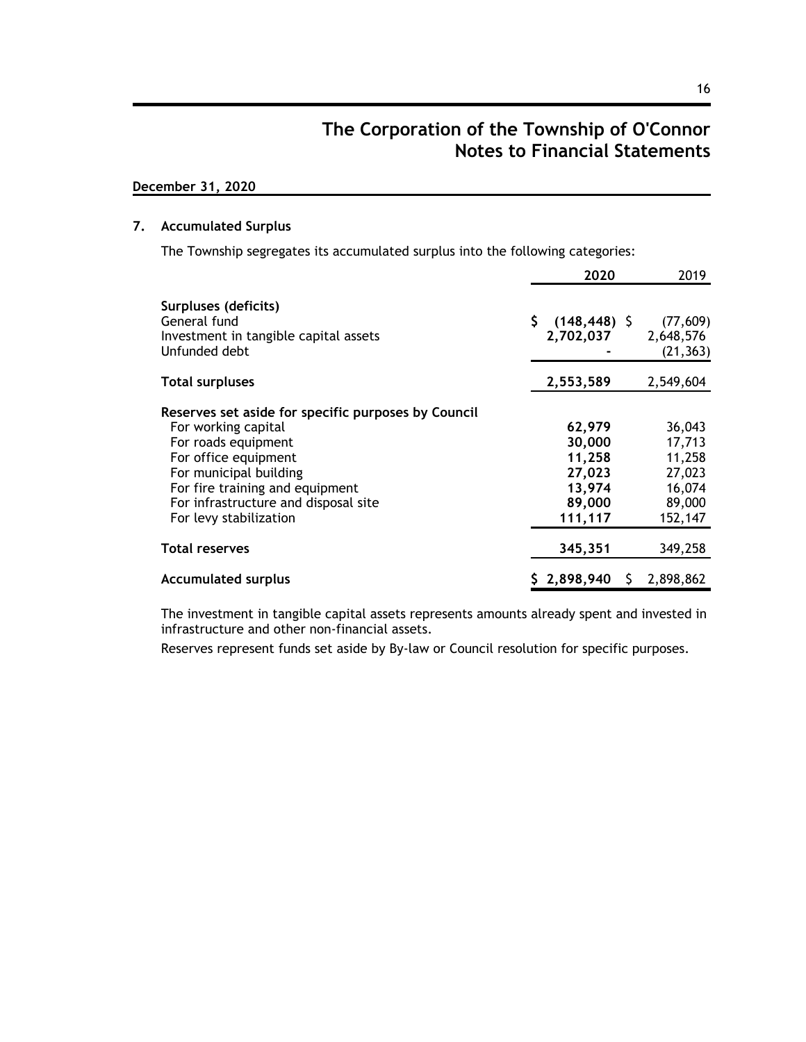# The Corporation of the Township of O'Connor
# Notes to Financial Statements

**December 31, 2020**

## 7. Accumulated Surplus

The Township segregates its accumulated surplus into the following categories:

| | **2020** | 2019 |
|---|---|---|
| **Surpluses (deficits)** | | |
| General fund | **$ (148,448)** | $ (77,609) |
| Investment in tangible capital assets | **2,702,037** | 2,648,576 |
| Unfunded debt | **-** | (21,363) |
| **Total surpluses** | **2,553,589** | 2,549,604 |
| **Reserves set aside for specific purposes by Council** | | |
| For working capital | **62,979** | 36,043 |
| For roads equipment | **30,000** | 17,713 |
| For office equipment | **11,258** | 11,258 |
| For municipal building | **27,023** | 27,023 |
| For fire training and equipment | **13,974** | 16,074 |
| For infrastructure and disposal site | **89,000** | 89,000 |
| For levy stabilization | **111,117** | 152,147 |
| **Total reserves** | **345,351** | 349,258 |
| **Accumulated surplus** | **$ 2,898,940** | $ 2,898,862 |

The investment in tangible capital assets represents amounts already spent and invested in infrastructure and other non-financial assets.

Reserves represent funds set aside by By-law or Council resolution for specific purposes.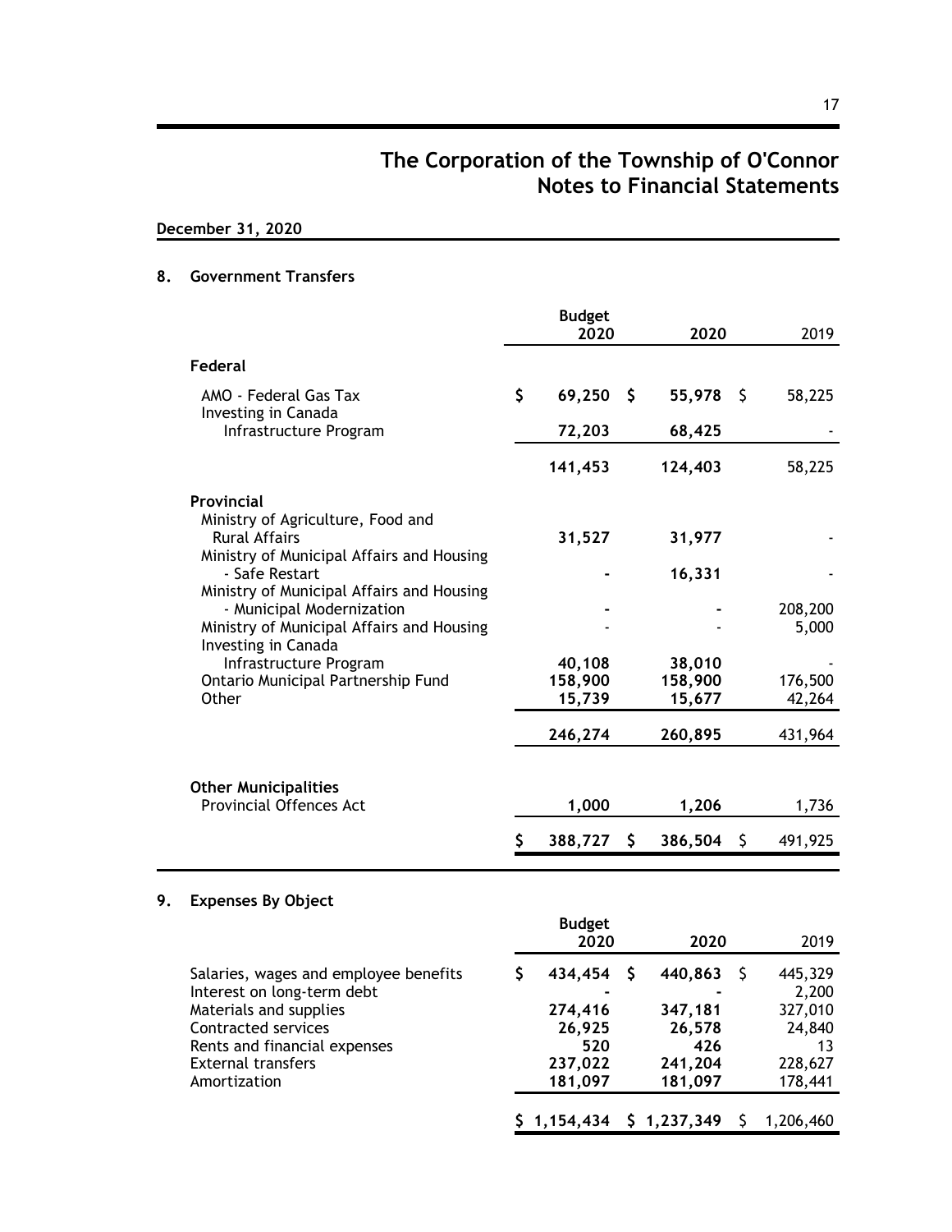# The Corporation of the Township of O'Connor
## Notes to Financial Statements

**December 31, 2020**

### 8. Government Transfers

| | Budget 2020 | 2020 | 2019 |
|---|---|---|---|
| **Federal** | | | |
| AMO - Federal Gas Tax | $ 69,250 | $ 55,978 | $ 58,225 |
| Investing in Canada Infrastructure Program | 72,203 | 68,425 | - |
| | 141,453 | 124,403 | 58,225 |
| **Provincial** | | | |
| Ministry of Agriculture, Food and Rural Affairs | 31,527 | 31,977 | - |
| Ministry of Municipal Affairs and Housing - Safe Restart | - | 16,331 | - |
| Ministry of Municipal Affairs and Housing - Municipal Modernization | - | - | 208,200 |
| Ministry of Municipal Affairs and Housing | - | - | 5,000 |
| Investing in Canada Infrastructure Program | 40,108 | 38,010 | - |
| Ontario Municipal Partnership Fund | 158,900 | 158,900 | 176,500 |
| Other | 15,739 | 15,677 | 42,264 |
| | 246,274 | 260,895 | 431,964 |
| **Other Municipalities** | | | |
| Provincial Offences Act | 1,000 | 1,206 | 1,736 |
| | $ 388,727 | $ 386,504 | $ 491,925 |

### 9. Expenses By Object

| | Budget 2020 | 2020 | 2019 |
|---|---|---|---|
| Salaries, wages and employee benefits | $ 434,454 | $ 440,863 | $ 445,329 |
| Interest on long-term debt | - | - | 2,200 |
| Materials and supplies | 274,416 | 347,181 | 327,010 |
| Contracted services | 26,925 | 26,578 | 24,840 |
| Rents and financial expenses | 520 | 426 | 13 |
| External transfers | 237,022 | 241,204 | 228,627 |
| Amortization | 181,097 | 181,097 | 178,441 |
| | $ 1,154,434 | $ 1,237,349 | $ 1,206,460 |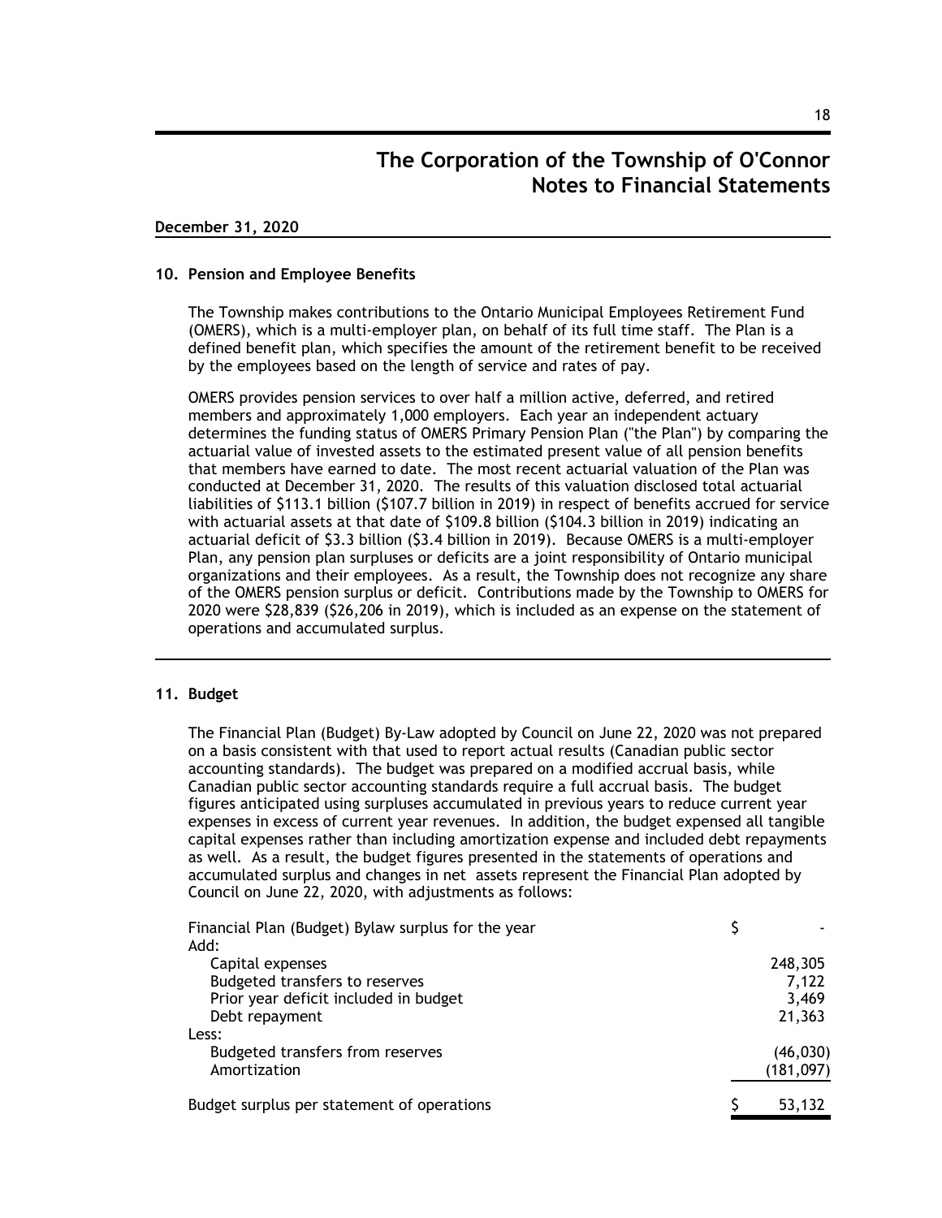# The Corporation of the Township of O'Connor
## Notes to Financial Statements

**December 31, 2020**

### 10. Pension and Employee Benefits

The Township makes contributions to the Ontario Municipal Employees Retirement Fund (OMERS), which is a multi-employer plan, on behalf of its full time staff. The Plan is a defined benefit plan, which specifies the amount of the retirement benefit to be received by the employees based on the length of service and rates of pay.

OMERS provides pension services to over half a million active, deferred, and retired members and approximately 1,000 employers. Each year an independent actuary determines the funding status of OMERS Primary Pension Plan ("the Plan") by comparing the actuarial value of invested assets to the estimated present value of all pension benefits that members have earned to date. The most recent actuarial valuation of the Plan was conducted at December 31, 2020. The results of this valuation disclosed total actuarial liabilities of $113.1 billion ($107.7 billion in 2019) in respect of benefits accrued for service with actuarial assets at that date of $109.8 billion ($104.3 billion in 2019) indicating an actuarial deficit of $3.3 billion ($3.4 billion in 2019). Because OMERS is a multi-employer Plan, any pension plan surpluses or deficits are a joint responsibility of Ontario municipal organizations and their employees. As a result, the Township does not recognize any share of the OMERS pension surplus or deficit. Contributions made by the Township to OMERS for 2020 were $28,839 ($26,206 in 2019), which is included as an expense on the statement of operations and accumulated surplus.

### 11. Budget

The Financial Plan (Budget) By-Law adopted by Council on June 22, 2020 was not prepared on a basis consistent with that used to report actual results (Canadian public sector accounting standards). The budget was prepared on a modified accrual basis, while Canadian public sector accounting standards require a full accrual basis. The budget figures anticipated using surpluses accumulated in previous years to reduce current year expenses in excess of current year revenues. In addition, the budget expensed all tangible capital expenses rather than including amortization expense and included debt repayments as well. As a result, the budget figures presented in the statements of operations and accumulated surplus and changes in net assets represent the Financial Plan adopted by Council on June 22, 2020, with adjustments as follows:

| | |
|---|---:|
| Financial Plan (Budget) Bylaw surplus for the year | $ - |
| Add: | |
| Capital expenses | 248,305 |
| Budgeted transfers to reserves | 7,122 |
| Prior year deficit included in budget | 3,469 |
| Debt repayment | 21,363 |
| Less: | |
| Budgeted transfers from reserves | (46,030) |
| Amortization | (181,097) |
| Budget surplus per statement of operations | $ 53,132 |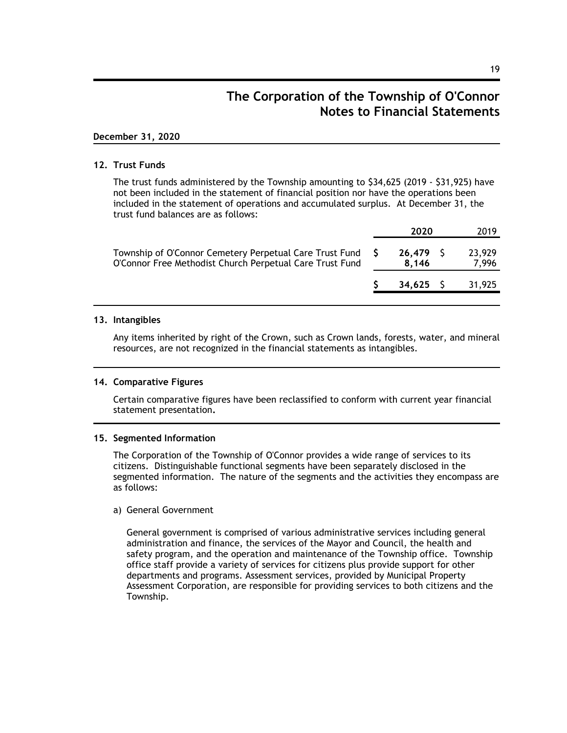# The Corporation of the Township of O'Connor
# Notes to Financial Statements

**December 31, 2020**

**12. Trust Funds**

The trust funds administered by the Township amounting to $34,625 (2019 - $31,925) have not been included in the statement of financial position nor have the operations been included in the statement of operations and accumulated surplus. At December 31, the trust fund balances are as follows:

| | **2020** | 2019 |
|---|---|---|
| Township of O'Connor Cemetery Perpetual Care Trust Fund | $ **26,479** | $ 23,929 |
| O'Connor Free Methodist Church Perpetual Care Trust Fund | **8,146** | 7,996 |
| | $ **34,625** | $ 31,925 |

**13. Intangibles**

Any items inherited by right of the Crown, such as Crown lands, forests, water, and mineral resources, are not recognized in the financial statements as intangibles.

**14. Comparative Figures**

Certain comparative figures have been reclassified to conform with current year financial statement presentation**.**

**15. Segmented Information**

The Corporation of the Township of O'Connor provides a wide range of services to its citizens. Distinguishable functional segments have been separately disclosed in the segmented information. The nature of the segments and the activities they encompass are as follows:

a) General Government

General government is comprised of various administrative services including general administration and finance, the services of the Mayor and Council, the health and safety program, and the operation and maintenance of the Township office. Township office staff provide a variety of services for citizens plus provide support for other departments and programs. Assessment services, provided by Municipal Property Assessment Corporation, are responsible for providing services to both citizens and the Township.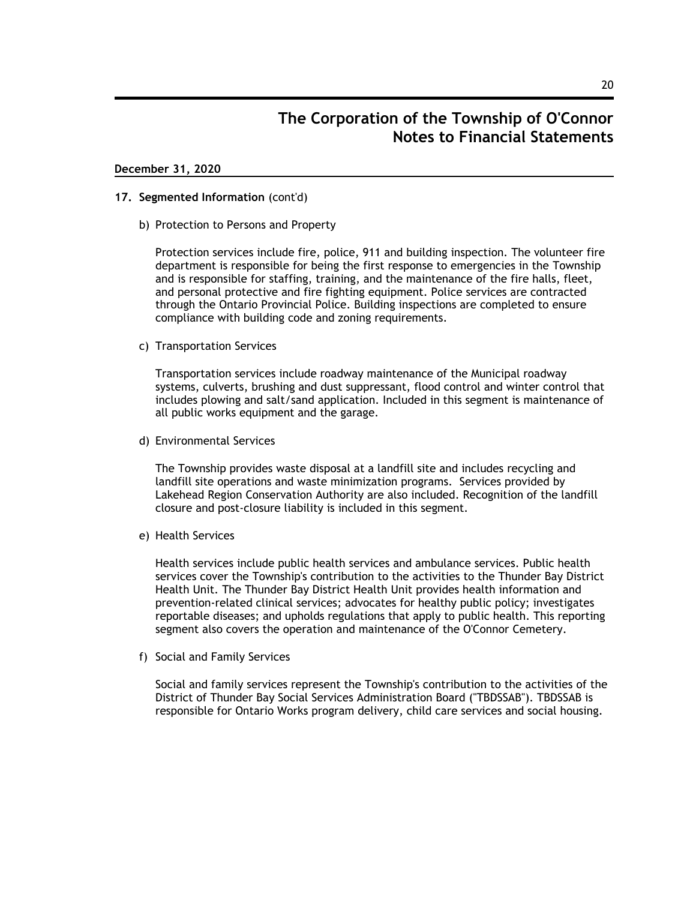# The Corporation of the Township of O'Connor
# Notes to Financial Statements

**December 31, 2020**

**17. Segmented Information** (cont'd)

b) Protection to Persons and Property

Protection services include fire, police, 911 and building inspection. The volunteer fire department is responsible for being the first response to emergencies in the Township and is responsible for staffing, training, and the maintenance of the fire halls, fleet, and personal protective and fire fighting equipment. Police services are contracted through the Ontario Provincial Police. Building inspections are completed to ensure compliance with building code and zoning requirements.

c) Transportation Services

Transportation services include roadway maintenance of the Municipal roadway systems, culverts, brushing and dust suppressant, flood control and winter control that includes plowing and salt/sand application. Included in this segment is maintenance of all public works equipment and the garage.

d) Environmental Services

The Township provides waste disposal at a landfill site and includes recycling and landfill site operations and waste minimization programs. Services provided by Lakehead Region Conservation Authority are also included. Recognition of the landfill closure and post-closure liability is included in this segment.

e) Health Services

Health services include public health services and ambulance services. Public health services cover the Township's contribution to the activities to the Thunder Bay District Health Unit. The Thunder Bay District Health Unit provides health information and prevention-related clinical services; advocates for healthy public policy; investigates reportable diseases; and upholds regulations that apply to public health. This reporting segment also covers the operation and maintenance of the O'Connor Cemetery.

f) Social and Family Services

Social and family services represent the Township's contribution to the activities of the District of Thunder Bay Social Services Administration Board ("TBDSSAB"). TBDSSAB is responsible for Ontario Works program delivery, child care services and social housing.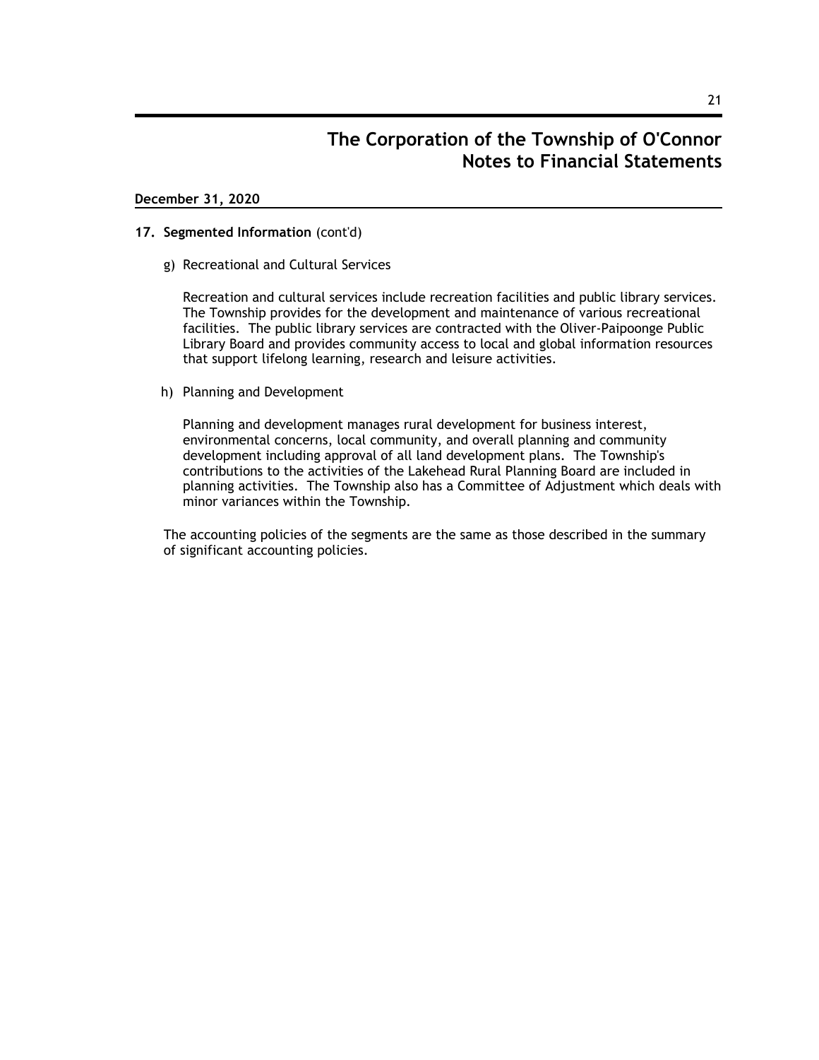# The Corporation of the Township of O'Connor
## Notes to Financial Statements

**December 31, 2020**

**17. Segmented Information** (cont'd)

g) Recreational and Cultural Services

Recreation and cultural services include recreation facilities and public library services. The Township provides for the development and maintenance of various recreational facilities. The public library services are contracted with the Oliver-Paipoonge Public Library Board and provides community access to local and global information resources that support lifelong learning, research and leisure activities.

h) Planning and Development

Planning and development manages rural development for business interest, environmental concerns, local community, and overall planning and community development including approval of all land development plans. The Township's contributions to the activities of the Lakehead Rural Planning Board are included in planning activities. The Township also has a Committee of Adjustment which deals with minor variances within the Township.

The accounting policies of the segments are the same as those described in the summary of significant accounting policies.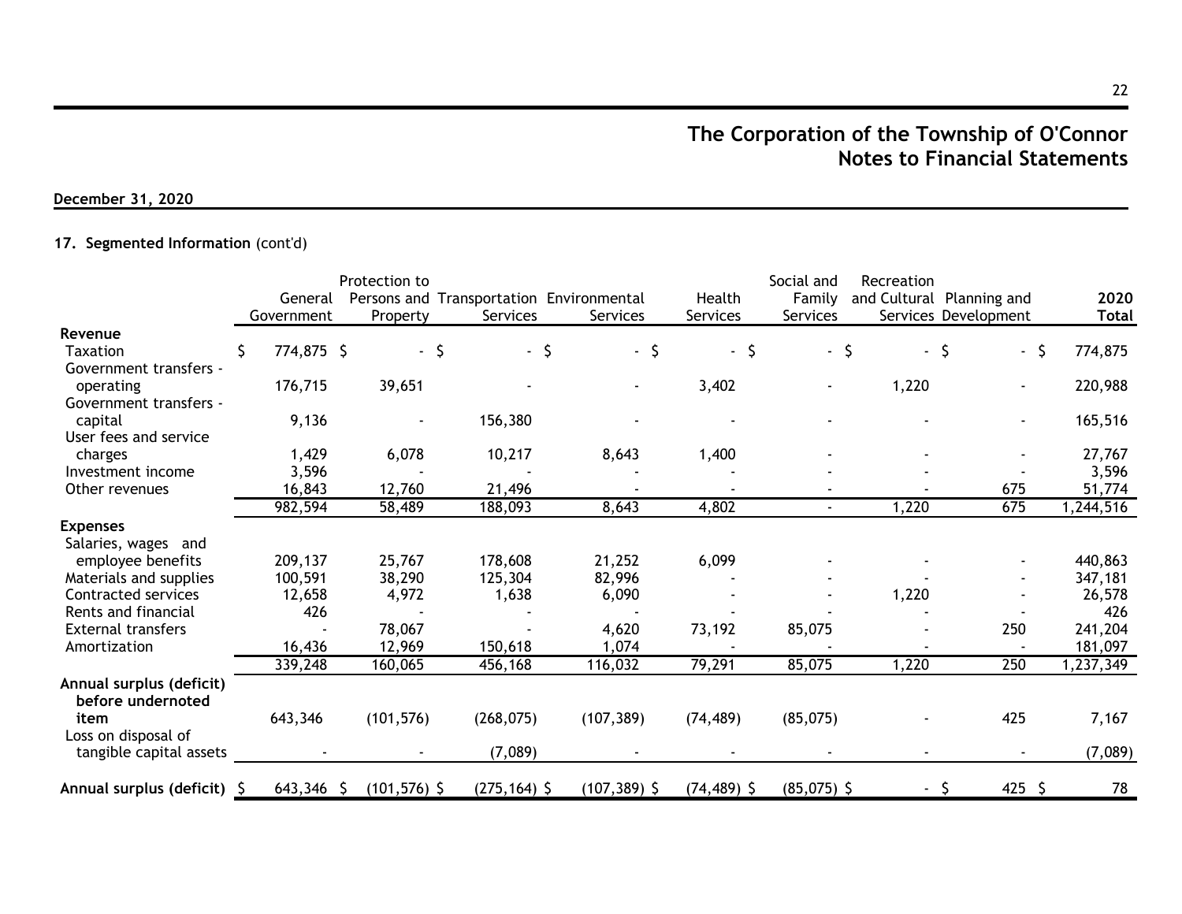# The Corporation of the Township of O'Connor
## Notes to Financial Statements

**December 31, 2020**

### 17. Segmented Information (cont'd)

| | General Government | Protection to Persons and Property | Transportation Services | Environmental Services | Health Services | Social and Family Services | Recreation and Cultural Services | Planning and Development | 2020 Total |
|---|---|---|---|---|---|---|---|---|---|
| **Revenue** | | | | | | | | | |
| Taxation | $ 774,875 | $ - | $ - | $ - | $ - | $ - | $ - | $ - | $ 774,875 |
| Government transfers - operating | 176,715 | 39,651 | - | - | 3,402 | - | 1,220 | - | 220,988 |
| Government transfers - capital | 9,136 | - | 156,380 | - | - | - | - | - | 165,516 |
| User fees and service charges | 1,429 | 6,078 | 10,217 | 8,643 | 1,400 | - | - | - | 27,767 |
| Investment income | 3,596 | - | - | - | - | - | - | - | 3,596 |
| Other revenues | 16,843 | 12,760 | 21,496 | - | - | - | - | 675 | 51,774 |
| | 982,594 | 58,489 | 188,093 | 8,643 | 4,802 | - | 1,220 | 675 | 1,244,516 |
| **Expenses** | | | | | | | | | |
| Salaries, wages and employee benefits | 209,137 | 25,767 | 178,608 | 21,252 | 6,099 | - | - | - | 440,863 |
| Materials and supplies | 100,591 | 38,290 | 125,304 | 82,996 | - | - | - | - | 347,181 |
| Contracted services | 12,658 | 4,972 | 1,638 | 6,090 | - | - | 1,220 | - | 26,578 |
| Rents and financial | 426 | - | - | - | - | - | - | - | 426 |
| External transfers | - | 78,067 | - | 4,620 | 73,192 | 85,075 | - | 250 | 241,204 |
| Amortization | 16,436 | 12,969 | 150,618 | 1,074 | - | - | - | - | 181,097 |
| | 339,248 | 160,065 | 456,168 | 116,032 | 79,291 | 85,075 | 1,220 | 250 | 1,237,349 |
| **Annual surplus (deficit) before undernoted item** | 643,346 | (101,576) | (268,075) | (107,389) | (74,489) | (85,075) | - | 425 | 7,167 |
| Loss on disposal of tangible capital assets | - | - | (7,089) | - | - | - | - | - | (7,089) |
| **Annual surplus (deficit)** | $ 643,346 | $ (101,576) | $ (275,164) | $ (107,389) | $ (74,489) | $ (85,075) | $ - | $ 425 | $ 78 |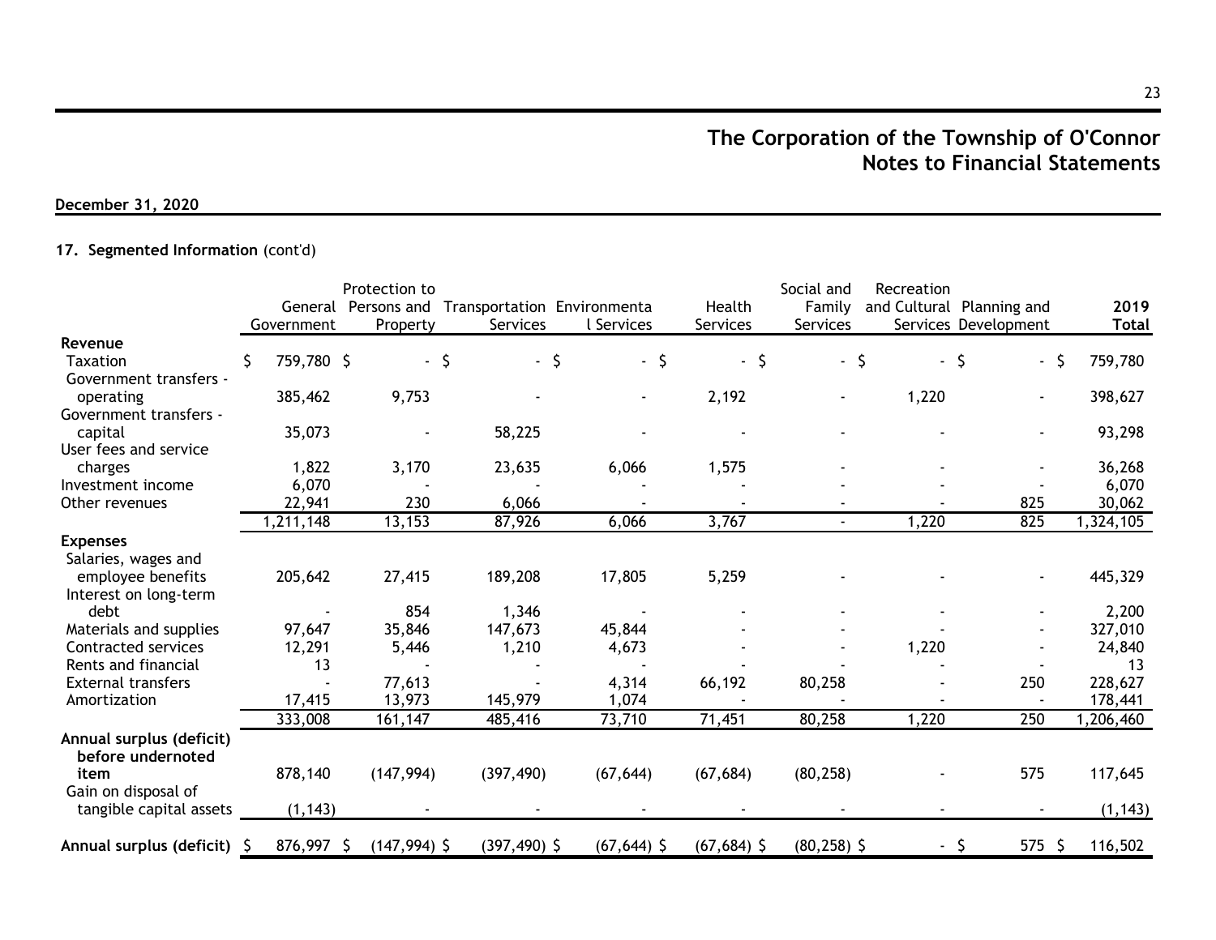## The Corporation of the Township of O'Connor
## Notes to Financial Statements

**December 31, 2020**

### 17. Segmented Information (cont'd)

| | General Government | Protection to Persons and Property | Transportation Services | Environmental Services | Health Services | Social and Family Services | Recreation and Cultural Services | Planning and Development | 2019 Total |
|---|---|---|---|---|---|---|---|---|---|
| **Revenue** | | | | | | | | | |
| Taxation | $ 759,780 | $ - | $ - | $ - | $ - | $ - | $ - | $ - | $ 759,780 |
| Government transfers - operating | 385,462 | 9,753 | - | - | 2,192 | - | 1,220 | - | 398,627 |
| Government transfers - capital | 35,073 | - | 58,225 | - | - | - | - | - | 93,298 |
| User fees and service charges | 1,822 | 3,170 | 23,635 | 6,066 | 1,575 | - | - | - | 36,268 |
| Investment income | 6,070 | - | - | - | - | - | - | - | 6,070 |
| Other revenues | 22,941 | 230 | 6,066 | - | - | - | - | 825 | 30,062 |
| | 1,211,148 | 13,153 | 87,926 | 6,066 | 3,767 | - | 1,220 | 825 | 1,324,105 |
| **Expenses** | | | | | | | | | |
| Salaries, wages and employee benefits | 205,642 | 27,415 | 189,208 | 17,805 | 5,259 | - | - | - | 445,329 |
| Interest on long-term debt | - | 854 | 1,346 | - | - | - | - | - | 2,200 |
| Materials and supplies | 97,647 | 35,846 | 147,673 | 45,844 | - | - | - | - | 327,010 |
| Contracted services | 12,291 | 5,446 | 1,210 | 4,673 | - | - | 1,220 | - | 24,840 |
| Rents and financial | 13 | - | - | - | - | - | - | - | 13 |
| External transfers | - | 77,613 | - | 4,314 | 66,192 | 80,258 | - | 250 | 228,627 |
| Amortization | 17,415 | 13,973 | 145,979 | 1,074 | - | - | - | - | 178,441 |
| | 333,008 | 161,147 | 485,416 | 73,710 | 71,451 | 80,258 | 1,220 | 250 | 1,206,460 |
| **Annual surplus (deficit) before undernoted item** | 878,140 | (147,994) | (397,490) | (67,644) | (67,684) | (80,258) | - | 575 | 117,645 |
| Gain on disposal of tangible capital assets | (1,143) | - | - | - | - | - | - | - | (1,143) |
| **Annual surplus (deficit)** | $ 876,997 | $ (147,994) | $ (397,490) | $ (67,644) | $ (67,684) | $ (80,258) | $ - | $ 575 | $ 116,502 |